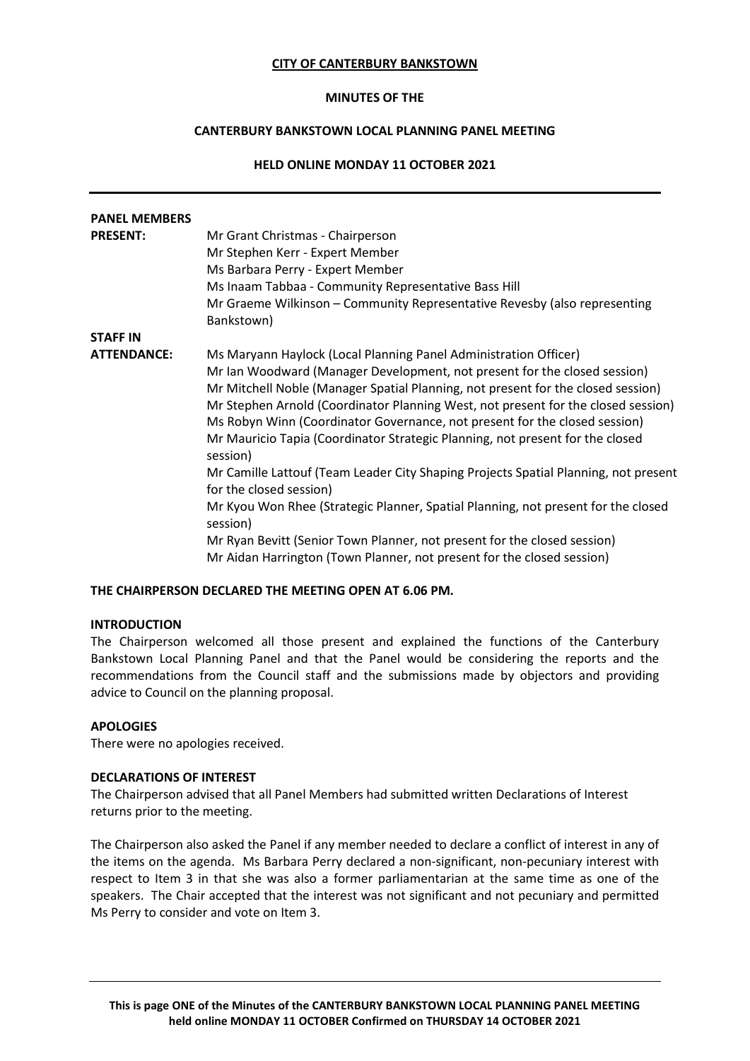**CITY OF CANTERBURY BANKSTOWN**

**MINUTES OF THE**

**CANTERBURY BANKSTOWN LOCAL PLANNING PANEL MEETING**

**HELD ONLINE MONDAY 11 OCTOBER 2021**

---

**PANEL MEMBERS PRESENT:**

Mr Grant Christmas - Chairperson
Mr Stephen Kerr - Expert Member
Ms Barbara Perry - Expert Member
Ms Inaam Tabbaa - Community Representative Bass Hill
Mr Graeme Wilkinson – Community Representative Revesby (also representing Bankstown)

**STAFF IN ATTENDANCE:**

Ms Maryann Haylock (Local Planning Panel Administration Officer)
Mr Ian Woodward (Manager Development, not present for the closed session)
Mr Mitchell Noble (Manager Spatial Planning, not present for the closed session)
Mr Stephen Arnold (Coordinator Planning West, not present for the closed session)
Ms Robyn Winn (Coordinator Governance, not present for the closed session)
Mr Mauricio Tapia (Coordinator Strategic Planning, not present for the closed session)
Mr Camille Lattouf (Team Leader City Shaping Projects Spatial Planning, not present for the closed session)
Mr Kyou Won Rhee (Strategic Planner, Spatial Planning, not present for the closed session)
Mr Ryan Bevitt (Senior Town Planner, not present for the closed session)
Mr Aidan Harrington (Town Planner, not present for the closed session)

**THE CHAIRPERSON DECLARED THE MEETING OPEN AT 6.06 PM.**

**INTRODUCTION**

The Chairperson welcomed all those present and explained the functions of the Canterbury Bankstown Local Planning Panel and that the Panel would be considering the reports and the recommendations from the Council staff and the submissions made by objectors and providing advice to Council on the planning proposal.

**APOLOGIES**

There were no apologies received.

**DECLARATIONS OF INTEREST**

The Chairperson advised that all Panel Members had submitted written Declarations of Interest returns prior to the meeting.

The Chairperson also asked the Panel if any member needed to declare a conflict of interest in any of the items on the agenda. Ms Barbara Perry declared a non-significant, non-pecuniary interest with respect to Item 3 in that she was also a former parliamentarian at the same time as one of the speakers. The Chair accepted that the interest was not significant and not pecuniary and permitted Ms Perry to consider and vote on Item 3.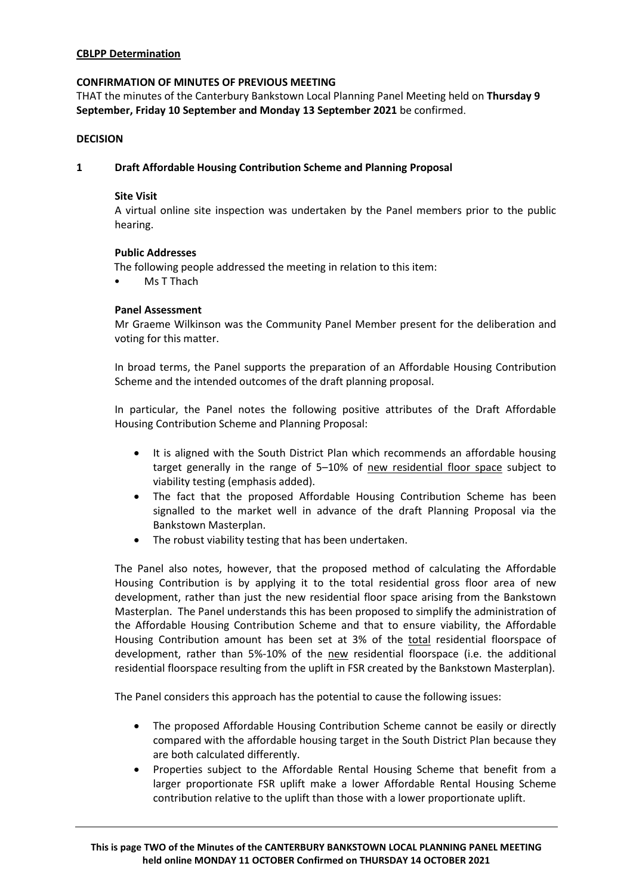**CBLPP Determination**

**CONFIRMATION OF MINUTES OF PREVIOUS MEETING**

THAT the minutes of the Canterbury Bankstown Local Planning Panel Meeting held on **Thursday 9 September, Friday 10 September and Monday 13 September 2021** be confirmed.

**DECISION**

**1 Draft Affordable Housing Contribution Scheme and Planning Proposal**

**Site Visit**

A virtual online site inspection was undertaken by the Panel members prior to the public hearing.

**Public Addresses**

The following people addressed the meeting in relation to this item:

- Ms T Thach

**Panel Assessment**

Mr Graeme Wilkinson was the Community Panel Member present for the deliberation and voting for this matter.

In broad terms, the Panel supports the preparation of an Affordable Housing Contribution Scheme and the intended outcomes of the draft planning proposal.

In particular, the Panel notes the following positive attributes of the Draft Affordable Housing Contribution Scheme and Planning Proposal:

- It is aligned with the South District Plan which recommends an affordable housing target generally in the range of 5–10% of <u>new residential floor space</u> subject to viability testing (emphasis added).
- The fact that the proposed Affordable Housing Contribution Scheme has been signalled to the market well in advance of the draft Planning Proposal via the Bankstown Masterplan.
- The robust viability testing that has been undertaken.

The Panel also notes, however, that the proposed method of calculating the Affordable Housing Contribution is by applying it to the total residential gross floor area of new development, rather than just the new residential floor space arising from the Bankstown Masterplan. The Panel understands this has been proposed to simplify the administration of the Affordable Housing Contribution Scheme and that to ensure viability, the Affordable Housing Contribution amount has been set at 3% of the <u>total</u> residential floorspace of development, rather than 5%-10% of the <u>new</u> residential floorspace (i.e. the additional residential floorspace resulting from the uplift in FSR created by the Bankstown Masterplan).

The Panel considers this approach has the potential to cause the following issues:

- The proposed Affordable Housing Contribution Scheme cannot be easily or directly compared with the affordable housing target in the South District Plan because they are both calculated differently.
- Properties subject to the Affordable Rental Housing Scheme that benefit from a larger proportionate FSR uplift make a lower Affordable Rental Housing Scheme contribution relative to the uplift than those with a lower proportionate uplift.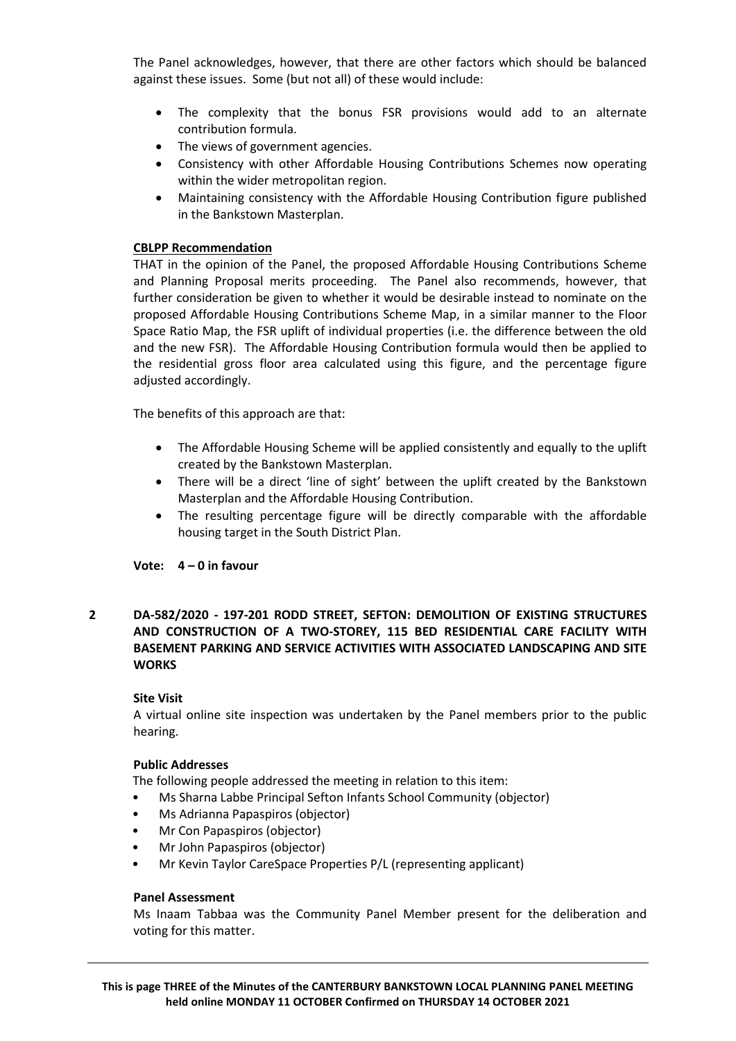The Panel acknowledges, however, that there are other factors which should be balanced against these issues. Some (but not all) of these would include:

- The complexity that the bonus FSR provisions would add to an alternate contribution formula.
- The views of government agencies.
- Consistency with other Affordable Housing Contributions Schemes now operating within the wider metropolitan region.
- Maintaining consistency with the Affordable Housing Contribution figure published in the Bankstown Masterplan.

**CBLPP Recommendation**

THAT in the opinion of the Panel, the proposed Affordable Housing Contributions Scheme and Planning Proposal merits proceeding. The Panel also recommends, however, that further consideration be given to whether it would be desirable instead to nominate on the proposed Affordable Housing Contributions Scheme Map, in a similar manner to the Floor Space Ratio Map, the FSR uplift of individual properties (i.e. the difference between the old and the new FSR). The Affordable Housing Contribution formula would then be applied to the residential gross floor area calculated using this figure, and the percentage figure adjusted accordingly.

The benefits of this approach are that:

- The Affordable Housing Scheme will be applied consistently and equally to the uplift created by the Bankstown Masterplan.
- There will be a direct 'line of sight' between the uplift created by the Bankstown Masterplan and the Affordable Housing Contribution.
- The resulting percentage figure will be directly comparable with the affordable housing target in the South District Plan.

**Vote: 4 – 0 in favour**

## 2 DA-582/2020 - 197-201 RODD STREET, SEFTON: DEMOLITION OF EXISTING STRUCTURES AND CONSTRUCTION OF A TWO-STOREY, 115 BED RESIDENTIAL CARE FACILITY WITH BASEMENT PARKING AND SERVICE ACTIVITIES WITH ASSOCIATED LANDSCAPING AND SITE WORKS

**Site Visit**

A virtual online site inspection was undertaken by the Panel members prior to the public hearing.

**Public Addresses**

The following people addressed the meeting in relation to this item:

- Ms Sharna Labbe Principal Sefton Infants School Community (objector)
- Ms Adrianna Papaspiros (objector)
- Mr Con Papaspiros (objector)
- Mr John Papaspiros (objector)
- Mr Kevin Taylor CareSpace Properties P/L (representing applicant)

**Panel Assessment**

Ms Inaam Tabbaa was the Community Panel Member present for the deliberation and voting for this matter.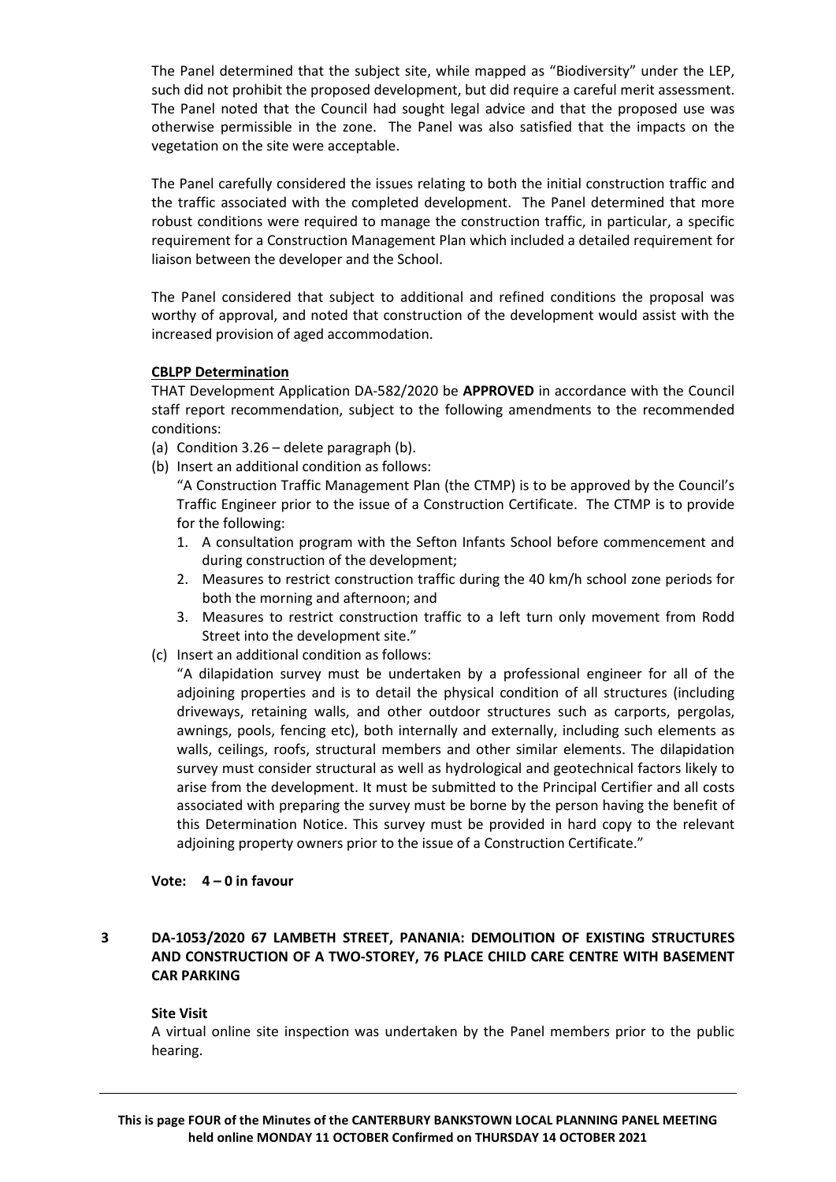The Panel determined that the subject site, while mapped as "Biodiversity" under the LEP, such did not prohibit the proposed development, but did require a careful merit assessment. The Panel noted that the Council had sought legal advice and that the proposed use was otherwise permissible in the zone. The Panel was also satisfied that the impacts on the vegetation on the site were acceptable.

The Panel carefully considered the issues relating to both the initial construction traffic and the traffic associated with the completed development. The Panel determined that more robust conditions were required to manage the construction traffic, in particular, a specific requirement for a Construction Management Plan which included a detailed requirement for liaison between the developer and the School.

The Panel considered that subject to additional and refined conditions the proposal was worthy of approval, and noted that construction of the development would assist with the increased provision of aged accommodation.

**CBLPP Determination**

THAT Development Application DA-582/2020 be **APPROVED** in accordance with the Council staff report recommendation, subject to the following amendments to the recommended conditions:

(a) Condition 3.26 – delete paragraph (b).

(b) Insert an additional condition as follows:
"A Construction Traffic Management Plan (the CTMP) is to be approved by the Council's Traffic Engineer prior to the issue of a Construction Certificate. The CTMP is to provide for the following:
1. A consultation program with the Sefton Infants School before commencement and during construction of the development;
2. Measures to restrict construction traffic during the 40 km/h school zone periods for both the morning and afternoon; and
3. Measures to restrict construction traffic to a left turn only movement from Rodd Street into the development site."

(c) Insert an additional condition as follows:
"A dilapidation survey must be undertaken by a professional engineer for all of the adjoining properties and is to detail the physical condition of all structures (including driveways, retaining walls, and other outdoor structures such as carports, pergolas, awnings, pools, fencing etc), both internally and externally, including such elements as walls, ceilings, roofs, structural members and other similar elements. The dilapidation survey must consider structural as well as hydrological and geotechnical factors likely to arise from the development. It must be submitted to the Principal Certifier and all costs associated with preparing the survey must be borne by the person having the benefit of this Determination Notice. This survey must be provided in hard copy to the relevant adjoining property owners prior to the issue of a Construction Certificate."

**Vote: 4 – 0 in favour**

## 3 DA-1053/2020 67 LAMBETH STREET, PANANIA: DEMOLITION OF EXISTING STRUCTURES AND CONSTRUCTION OF A TWO-STOREY, 76 PLACE CHILD CARE CENTRE WITH BASEMENT CAR PARKING

**Site Visit**

A virtual online site inspection was undertaken by the Panel members prior to the public hearing.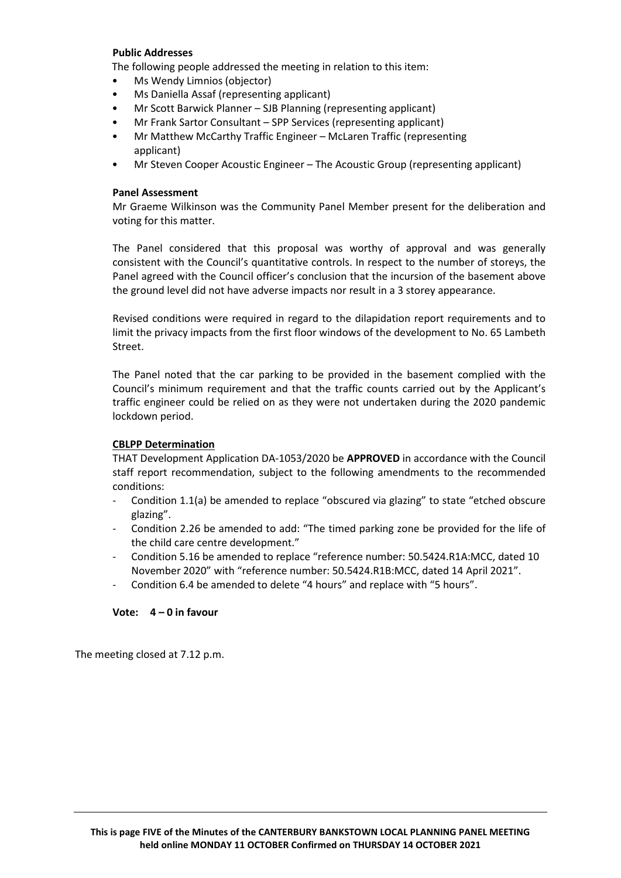**Public Addresses**

The following people addressed the meeting in relation to this item:

- Ms Wendy Limnios (objector)
- Ms Daniella Assaf (representing applicant)
- Mr Scott Barwick Planner – SJB Planning (representing applicant)
- Mr Frank Sartor Consultant – SPP Services (representing applicant)
- Mr Matthew McCarthy Traffic Engineer – McLaren Traffic (representing applicant)
- Mr Steven Cooper Acoustic Engineer – The Acoustic Group (representing applicant)

**Panel Assessment**

Mr Graeme Wilkinson was the Community Panel Member present for the deliberation and voting for this matter.

The Panel considered that this proposal was worthy of approval and was generally consistent with the Council's quantitative controls. In respect to the number of storeys, the Panel agreed with the Council officer's conclusion that the incursion of the basement above the ground level did not have adverse impacts nor result in a 3 storey appearance.

Revised conditions were required in regard to the dilapidation report requirements and to limit the privacy impacts from the first floor windows of the development to No. 65 Lambeth Street.

The Panel noted that the car parking to be provided in the basement complied with the Council's minimum requirement and that the traffic counts carried out by the Applicant's traffic engineer could be relied on as they were not undertaken during the 2020 pandemic lockdown period.

**CBLPP Determination**

THAT Development Application DA-1053/2020 be **APPROVED** in accordance with the Council staff report recommendation, subject to the following amendments to the recommended conditions:

- Condition 1.1(a) be amended to replace "obscured via glazing" to state "etched obscure glazing".
- Condition 2.26 be amended to add: "The timed parking zone be provided for the life of the child care centre development."
- Condition 5.16 be amended to replace "reference number: 50.5424.R1A:MCC, dated 10 November 2020" with "reference number: 50.5424.R1B:MCC, dated 14 April 2021".
- Condition 6.4 be amended to delete "4 hours" and replace with "5 hours".

**Vote: 4 – 0 in favour**

The meeting closed at 7.12 p.m.

**This is page FIVE of the Minutes of the CANTERBURY BANKSTOWN LOCAL PLANNING PANEL MEETING held online MONDAY 11 OCTOBER Confirmed on THURSDAY 14 OCTOBER 2021**